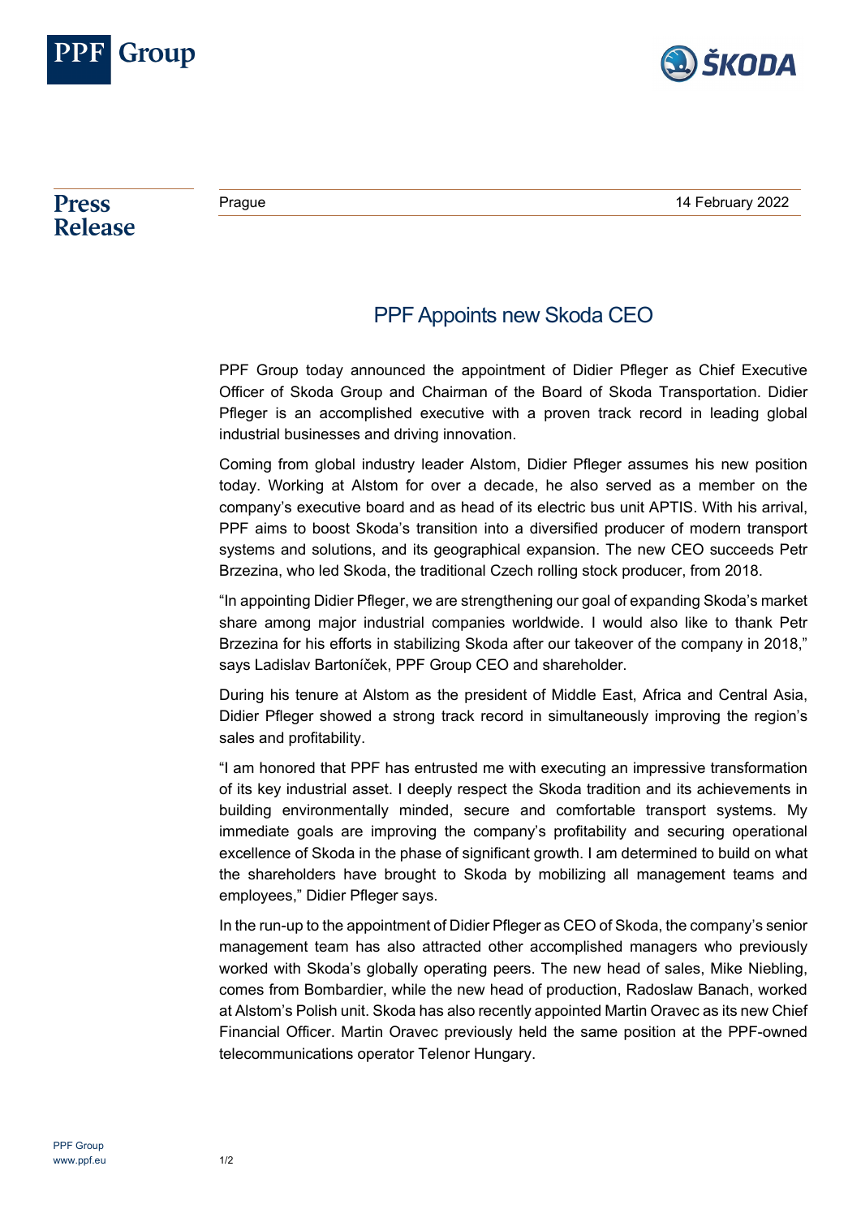**Press Release**

Prague 14 February 2022

# PPF Appoints new Skoda CEO

PPF Group today announced the appointment of Didier Pfleger as Chief Executive Officer of Skoda Group and Chairman of the Board of Skoda Transportation. Didier Pfleger is an accomplished executive with a proven track record in leading global industrial businesses and driving innovation.

Coming from global industry leader Alstom, Didier Pfleger assumes his new position today. Working at Alstom for over a decade, he also served as a member on the company's executive board and as head of its electric bus unit APTIS. With his arrival, PPF aims to boost Skoda's transition into a diversified producer of modern transport systems and solutions, and its geographical expansion. The new CEO succeeds Petr Brzezina, who led Skoda, the traditional Czech rolling stock producer, from 2018.

"In appointing Didier Pfleger, we are strengthening our goal of expanding Skoda's market share among major industrial companies worldwide. I would also like to thank Petr Brzezina for his efforts in stabilizing Skoda after our takeover of the company in 2018," says Ladislav Bartoníček, PPF Group CEO and shareholder.

During his tenure at Alstom as the president of Middle East, Africa and Central Asia, Didier Pfleger showed a strong track record in simultaneously improving the region's sales and profitability.

"I am honored that PPF has entrusted me with executing an impressive transformation of its key industrial asset. I deeply respect the Skoda tradition and its achievements in building environmentally minded, secure and comfortable transport systems. My immediate goals are improving the company's profitability and securing operational excellence of Skoda in the phase of significant growth. I am determined to build on what the shareholders have brought to Skoda by mobilizing all management teams and employees," Didier Pfleger says.

In the run-up to the appointment of Didier Pfleger as CEO of Skoda, the company's senior management team has also attracted other accomplished managers who previously worked with Skoda's globally operating peers. The new head of sales, Mike Niebling, comes from Bombardier, while the new head of production, Radoslaw Banach, worked at Alstom's Polish unit. Skoda has also recently appointed Martin Oravec as its new Chief Financial Officer. Martin Oravec previously held the same position at the PPF-owned telecommunications operator Telenor Hungary.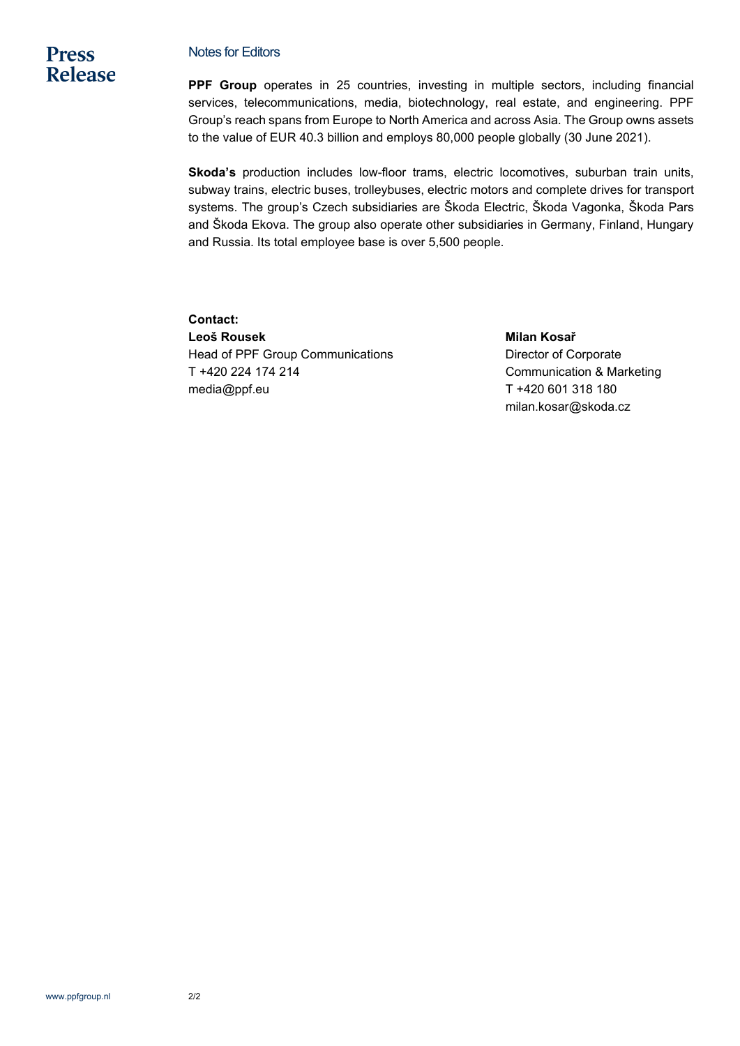## Notes for Editors

**PPF Group** operates in 25 countries, investing in multiple sectors, including financial services, telecommunications, media, biotechnology, real estate, and engineering. PPF Group's reach spans from Europe to North America and across Asia. The Group owns assets to the value of EUR 40.3 billion and employs 80,000 people globally (30 June 2021).

**Skoda's** production includes low-floor trams, electric locomotives, suburban train units, subway trains, electric buses, trolleybuses, electric motors and complete drives for transport systems. The group's Czech subsidiaries are Škoda Electric, Škoda Vagonka, Škoda Pars and Škoda Ekova. The group also operate other subsidiaries in Germany, Finland, Hungary and Russia. Its total employee base is over 5,500 people.

**Contact:**

**Leoš Rousek**
Head of PPF Group Communications
T +420 224 174 214
media@ppf.eu

**Milan Kosař**
Director of Corporate Communication & Marketing
T +420 601 318 180
milan.kosar@skoda.cz